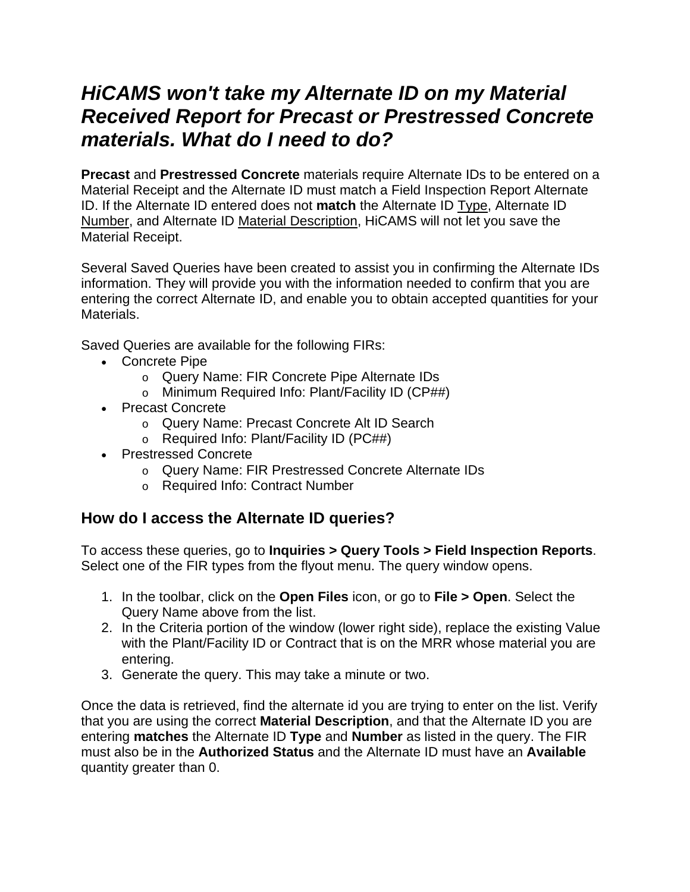# *HiCAMS won't take my Alternate ID on my Material Received Report for Precast or Prestressed Concrete materials. What do I need to do?*

**Precast** and **Prestressed Concrete** materials require Alternate IDs to be entered on a Material Receipt and the Alternate ID must match a Field Inspection Report Alternate ID. If the Alternate ID entered does not **match** the Alternate ID <u>Type</u>, Alternate ID <u>Number</u>, and Alternate ID <u>Material Description</u>, HiCAMS will not let you save the Material Receipt.

Several Saved Queries have been created to assist you in confirming the Alternate IDs information. They will provide you with the information needed to confirm that you are entering the correct Alternate ID, and enable you to obtain accepted quantities for your Materials.

Saved Queries are available for the following FIRs:

- Concrete Pipe
  - Query Name: FIR Concrete Pipe Alternate IDs
  - Minimum Required Info: Plant/Facility ID (CP##)
- Precast Concrete
  - Query Name: Precast Concrete Alt ID Search
  - Required Info: Plant/Facility ID (PC##)
- Prestressed Concrete
  - Query Name: FIR Prestressed Concrete Alternate IDs
  - Required Info: Contract Number

## How do I access the Alternate ID queries?

To access these queries, go to **Inquiries > Query Tools > Field Inspection Reports**. Select one of the FIR types from the flyout menu. The query window opens.

1. In the toolbar, click on the **Open Files** icon, or go to **File > Open**. Select the Query Name above from the list.
2. In the Criteria portion of the window (lower right side), replace the existing Value with the Plant/Facility ID or Contract that is on the MRR whose material you are entering.
3. Generate the query. This may take a minute or two.

Once the data is retrieved, find the alternate id you are trying to enter on the list. Verify that you are using the correct **Material Description**, and that the Alternate ID you are entering **matches** the Alternate ID **Type** and **Number** as listed in the query. The FIR must also be in the **Authorized Status** and the Alternate ID must have an **Available** quantity greater than 0.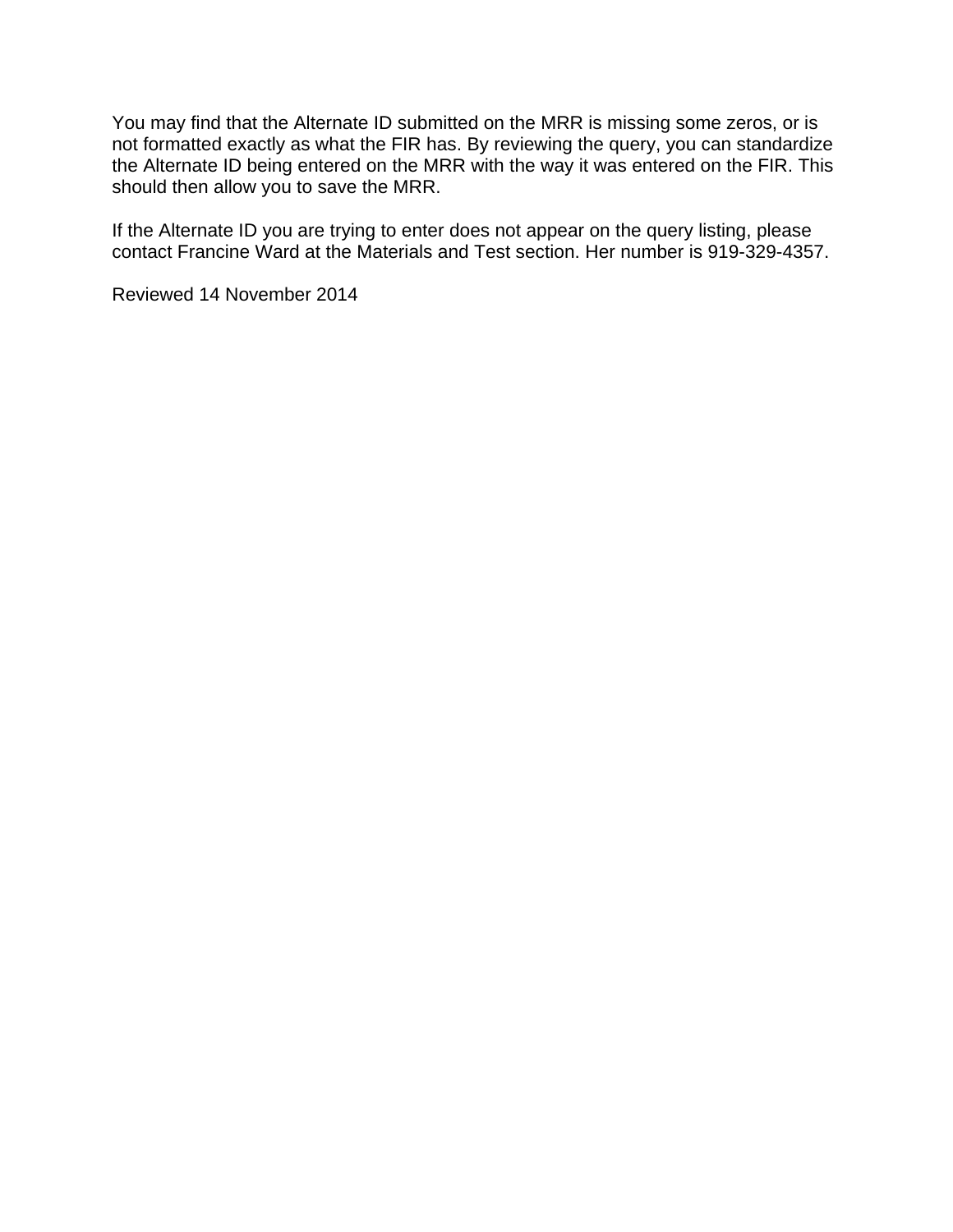You may find that the Alternate ID submitted on the MRR is missing some zeros, or is not formatted exactly as what the FIR has. By reviewing the query, you can standardize the Alternate ID being entered on the MRR with the way it was entered on the FIR. This should then allow you to save the MRR.

If the Alternate ID you are trying to enter does not appear on the query listing, please contact Francine Ward at the Materials and Test section. Her number is 919-329-4357.

Reviewed 14 November 2014